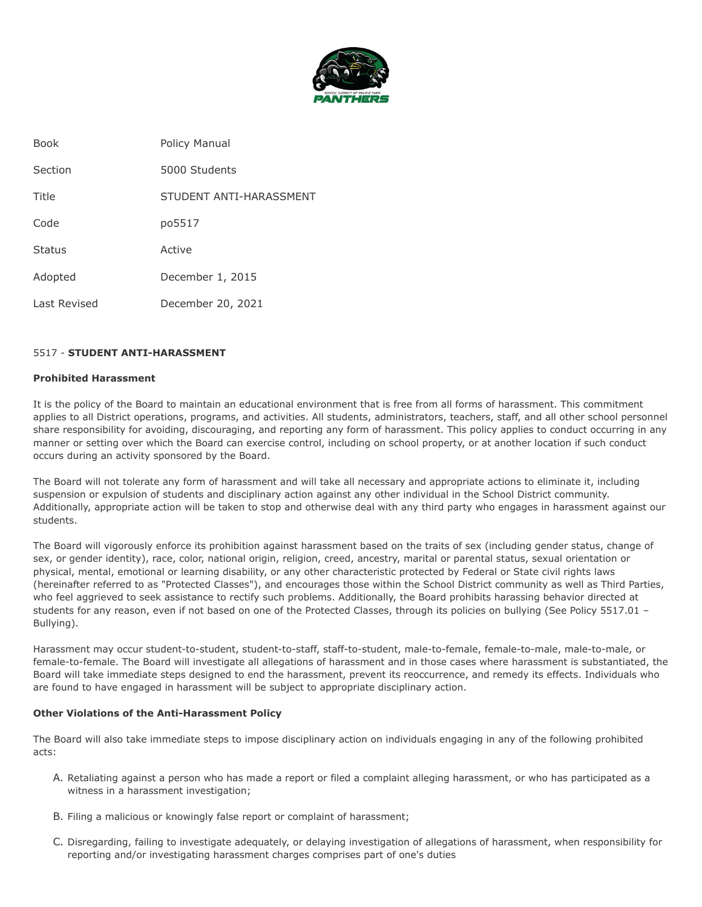| Book | Policy Manual |
| --- | --- |
| Section | 5000 Students |
| Title | STUDENT ANTI-HARASSMENT |
| Code | po5517 |
| Status | Active |
| Adopted | December 1, 2015 |
| Last Revised | December 20, 2021 |

# 5517 - **STUDENT ANTI-HARASSMENT**

## Prohibited Harassment

It is the policy of the Board to maintain an educational environment that is free from all forms of harassment. This commitment applies to all District operations, programs, and activities. All students, administrators, teachers, staff, and all other school personnel share responsibility for avoiding, discouraging, and reporting any form of harassment. This policy applies to conduct occurring in any manner or setting over which the Board can exercise control, including on school property, or at another location if such conduct occurs during an activity sponsored by the Board.

The Board will not tolerate any form of harassment and will take all necessary and appropriate actions to eliminate it, including suspension or expulsion of students and disciplinary action against any other individual in the School District community. Additionally, appropriate action will be taken to stop and otherwise deal with any third party who engages in harassment against our students.

The Board will vigorously enforce its prohibition against harassment based on the traits of sex (including gender status, change of sex, or gender identity), race, color, national origin, religion, creed, ancestry, marital or parental status, sexual orientation or physical, mental, emotional or learning disability, or any other characteristic protected by Federal or State civil rights laws (hereinafter referred to as "Protected Classes"), and encourages those within the School District community as well as Third Parties, who feel aggrieved to seek assistance to rectify such problems. Additionally, the Board prohibits harassing behavior directed at students for any reason, even if not based on one of the Protected Classes, through its policies on bullying (See Policy 5517.01 – Bullying).

Harassment may occur student-to-student, student-to-staff, staff-to-student, male-to-female, female-to-male, male-to-male, or female-to-female. The Board will investigate all allegations of harassment and in those cases where harassment is substantiated, the Board will take immediate steps designed to end the harassment, prevent its reoccurrence, and remedy its effects. Individuals who are found to have engaged in harassment will be subject to appropriate disciplinary action.

## Other Violations of the Anti-Harassment Policy

The Board will also take immediate steps to impose disciplinary action on individuals engaging in any of the following prohibited acts:

A. Retaliating against a person who has made a report or filed a complaint alleging harassment, or who has participated as a witness in a harassment investigation;

B. Filing a malicious or knowingly false report or complaint of harassment;

C. Disregarding, failing to investigate adequately, or delaying investigation of allegations of harassment, when responsibility for reporting and/or investigating harassment charges comprises part of one's duties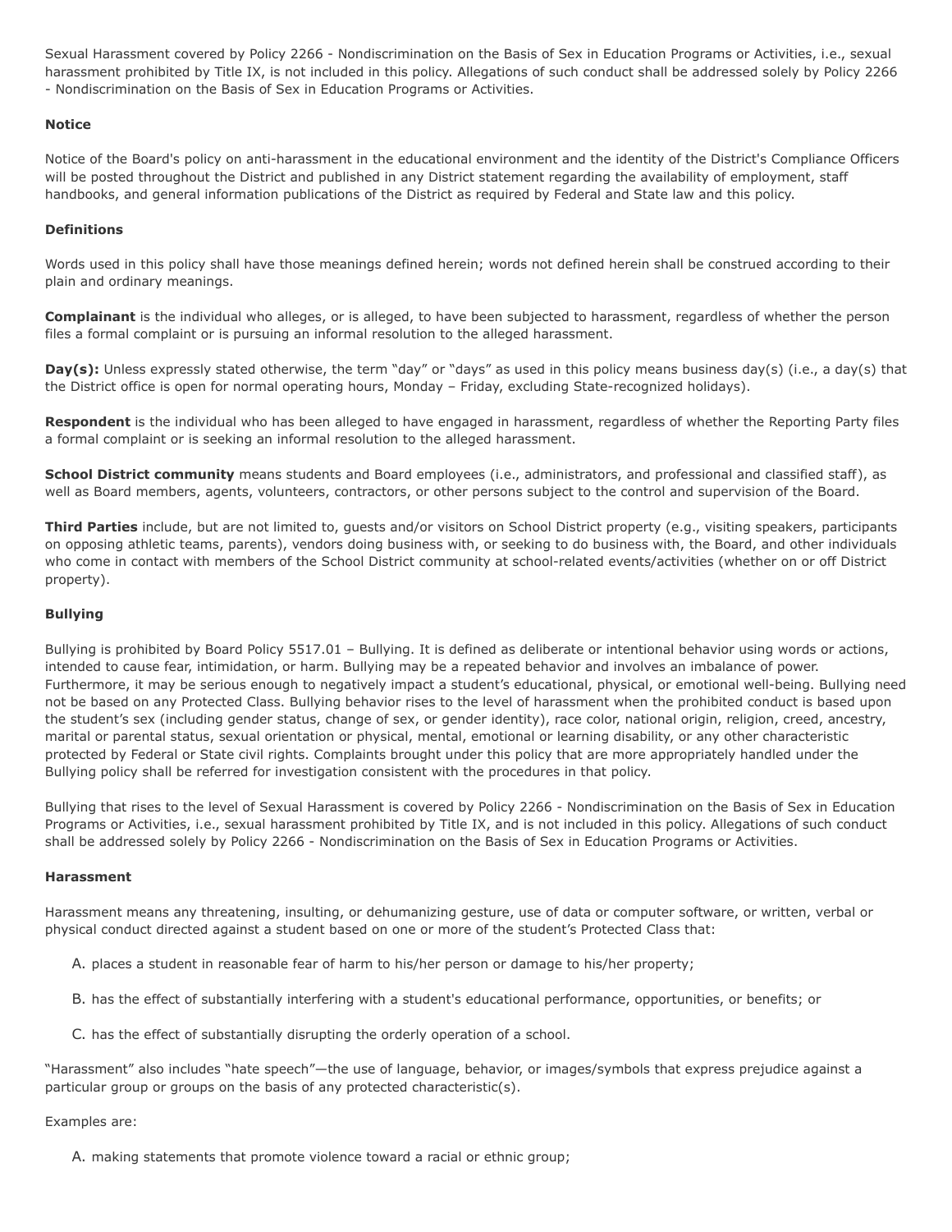Sexual Harassment covered by Policy 2266 - Nondiscrimination on the Basis of Sex in Education Programs or Activities, i.e., sexual harassment prohibited by Title IX, is not included in this policy. Allegations of such conduct shall be addressed solely by Policy 2266 - Nondiscrimination on the Basis of Sex in Education Programs or Activities.

**Notice**

Notice of the Board's policy on anti-harassment in the educational environment and the identity of the District's Compliance Officers will be posted throughout the District and published in any District statement regarding the availability of employment, staff handbooks, and general information publications of the District as required by Federal and State law and this policy.

**Definitions**

Words used in this policy shall have those meanings defined herein; words not defined herein shall be construed according to their plain and ordinary meanings.

**Complainant** is the individual who alleges, or is alleged, to have been subjected to harassment, regardless of whether the person files a formal complaint or is pursuing an informal resolution to the alleged harassment.

**Day(s):** Unless expressly stated otherwise, the term "day" or "days" as used in this policy means business day(s) (i.e., a day(s) that the District office is open for normal operating hours, Monday – Friday, excluding State-recognized holidays).

**Respondent** is the individual who has been alleged to have engaged in harassment, regardless of whether the Reporting Party files a formal complaint or is seeking an informal resolution to the alleged harassment.

**School District community** means students and Board employees (i.e., administrators, and professional and classified staff), as well as Board members, agents, volunteers, contractors, or other persons subject to the control and supervision of the Board.

**Third Parties** include, but are not limited to, guests and/or visitors on School District property (e.g., visiting speakers, participants on opposing athletic teams, parents), vendors doing business with, or seeking to do business with, the Board, and other individuals who come in contact with members of the School District community at school-related events/activities (whether on or off District property).

**Bullying**

Bullying is prohibited by Board Policy 5517.01 – Bullying. It is defined as deliberate or intentional behavior using words or actions, intended to cause fear, intimidation, or harm. Bullying may be a repeated behavior and involves an imbalance of power. Furthermore, it may be serious enough to negatively impact a student's educational, physical, or emotional well-being. Bullying need not be based on any Protected Class. Bullying behavior rises to the level of harassment when the prohibited conduct is based upon the student's sex (including gender status, change of sex, or gender identity), race color, national origin, religion, creed, ancestry, marital or parental status, sexual orientation or physical, mental, emotional or learning disability, or any other characteristic protected by Federal or State civil rights. Complaints brought under this policy that are more appropriately handled under the Bullying policy shall be referred for investigation consistent with the procedures in that policy.

Bullying that rises to the level of Sexual Harassment is covered by Policy 2266 - Nondiscrimination on the Basis of Sex in Education Programs or Activities, i.e., sexual harassment prohibited by Title IX, and is not included in this policy. Allegations of such conduct shall be addressed solely by Policy 2266 - Nondiscrimination on the Basis of Sex in Education Programs or Activities.

**Harassment**

Harassment means any threatening, insulting, or dehumanizing gesture, use of data or computer software, or written, verbal or physical conduct directed against a student based on one or more of the student's Protected Class that:

A. places a student in reasonable fear of harm to his/her person or damage to his/her property;

B. has the effect of substantially interfering with a student's educational performance, opportunities, or benefits; or

C. has the effect of substantially disrupting the orderly operation of a school.

"Harassment" also includes "hate speech"—the use of language, behavior, or images/symbols that express prejudice against a particular group or groups on the basis of any protected characteristic(s).

Examples are:

A. making statements that promote violence toward a racial or ethnic group;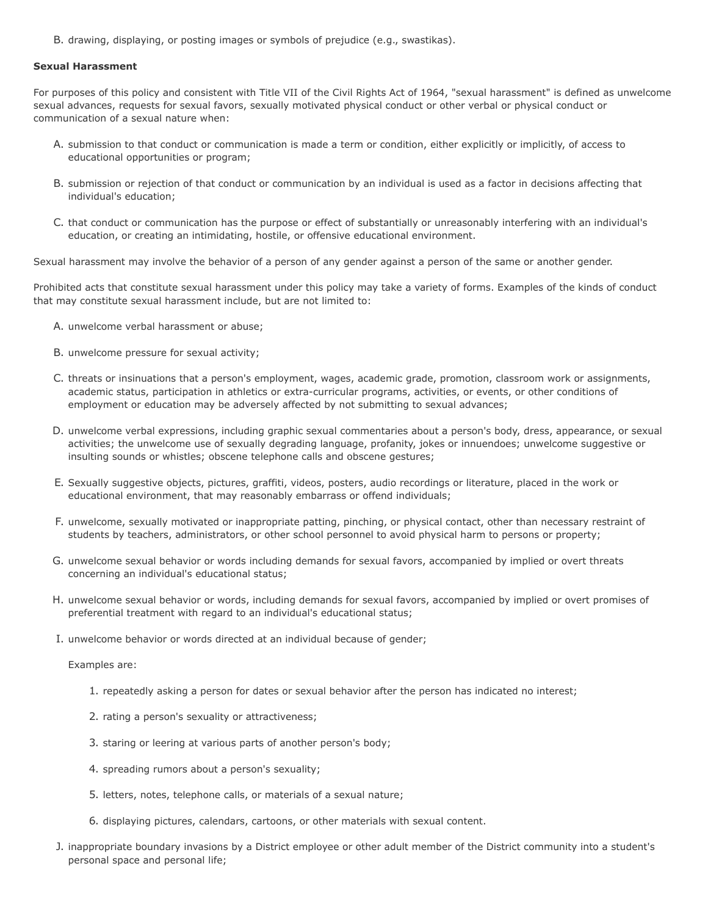B. drawing, displaying, or posting images or symbols of prejudice (e.g., swastikas).

**Sexual Harassment**

For purposes of this policy and consistent with Title VII of the Civil Rights Act of 1964, "sexual harassment" is defined as unwelcome sexual advances, requests for sexual favors, sexually motivated physical conduct or other verbal or physical conduct or communication of a sexual nature when:

A. submission to that conduct or communication is made a term or condition, either explicitly or implicitly, of access to educational opportunities or program;

B. submission or rejection of that conduct or communication by an individual is used as a factor in decisions affecting that individual's education;

C. that conduct or communication has the purpose or effect of substantially or unreasonably interfering with an individual's education, or creating an intimidating, hostile, or offensive educational environment.

Sexual harassment may involve the behavior of a person of any gender against a person of the same or another gender.

Prohibited acts that constitute sexual harassment under this policy may take a variety of forms. Examples of the kinds of conduct that may constitute sexual harassment include, but are not limited to:

A. unwelcome verbal harassment or abuse;

B. unwelcome pressure for sexual activity;

C. threats or insinuations that a person's employment, wages, academic grade, promotion, classroom work or assignments, academic status, participation in athletics or extra-curricular programs, activities, or events, or other conditions of employment or education may be adversely affected by not submitting to sexual advances;

D. unwelcome verbal expressions, including graphic sexual commentaries about a person's body, dress, appearance, or sexual activities; the unwelcome use of sexually degrading language, profanity, jokes or innuendoes; unwelcome suggestive or insulting sounds or whistles; obscene telephone calls and obscene gestures;

E. Sexually suggestive objects, pictures, graffiti, videos, posters, audio recordings or literature, placed in the work or educational environment, that may reasonably embarrass or offend individuals;

F. unwelcome, sexually motivated or inappropriate patting, pinching, or physical contact, other than necessary restraint of students by teachers, administrators, or other school personnel to avoid physical harm to persons or property;

G. unwelcome sexual behavior or words including demands for sexual favors, accompanied by implied or overt threats concerning an individual's educational status;

H. unwelcome sexual behavior or words, including demands for sexual favors, accompanied by implied or overt promises of preferential treatment with regard to an individual's educational status;

I. unwelcome behavior or words directed at an individual because of gender;

   Examples are:

   1. repeatedly asking a person for dates or sexual behavior after the person has indicated no interest;
   2. rating a person's sexuality or attractiveness;
   3. staring or leering at various parts of another person's body;
   4. spreading rumors about a person's sexuality;
   5. letters, notes, telephone calls, or materials of a sexual nature;
   6. displaying pictures, calendars, cartoons, or other materials with sexual content.

J. inappropriate boundary invasions by a District employee or other adult member of the District community into a student's personal space and personal life;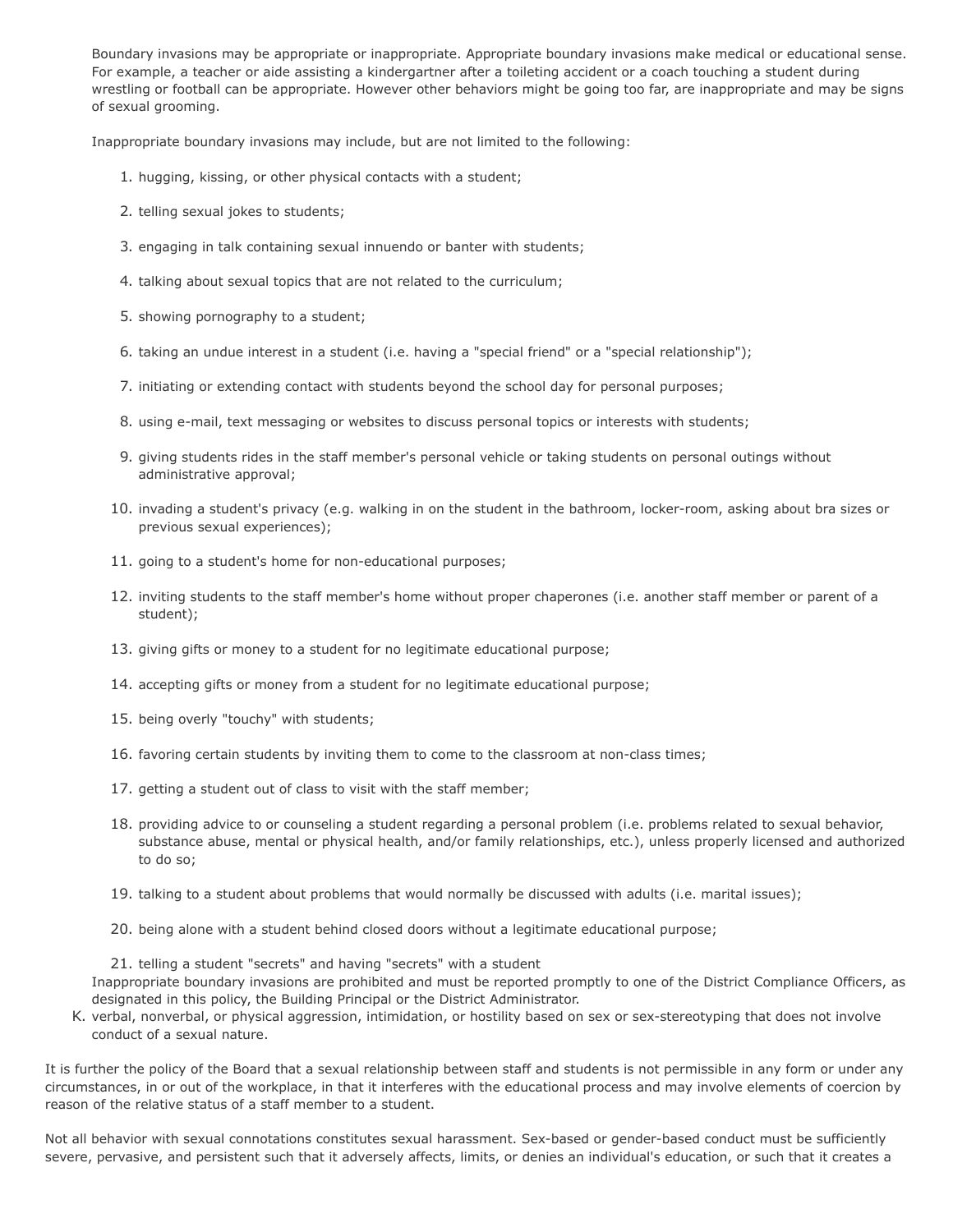Boundary invasions may be appropriate or inappropriate. Appropriate boundary invasions make medical or educational sense. For example, a teacher or aide assisting a kindergartner after a toileting accident or a coach touching a student during wrestling or football can be appropriate. However other behaviors might be going too far, are inappropriate and may be signs of sexual grooming.

Inappropriate boundary invasions may include, but are not limited to the following:

1. hugging, kissing, or other physical contacts with a student;
2. telling sexual jokes to students;
3. engaging in talk containing sexual innuendo or banter with students;
4. talking about sexual topics that are not related to the curriculum;
5. showing pornography to a student;
6. taking an undue interest in a student (i.e. having a "special friend" or a "special relationship");
7. initiating or extending contact with students beyond the school day for personal purposes;
8. using e-mail, text messaging or websites to discuss personal topics or interests with students;
9. giving students rides in the staff member's personal vehicle or taking students on personal outings without administrative approval;
10. invading a student's privacy (e.g. walking in on the student in the bathroom, locker-room, asking about bra sizes or previous sexual experiences);
11. going to a student's home for non-educational purposes;
12. inviting students to the staff member's home without proper chaperones (i.e. another staff member or parent of a student);
13. giving gifts or money to a student for no legitimate educational purpose;
14. accepting gifts or money from a student for no legitimate educational purpose;
15. being overly "touchy" with students;
16. favoring certain students by inviting them to come to the classroom at non-class times;
17. getting a student out of class to visit with the staff member;
18. providing advice to or counseling a student regarding a personal problem (i.e. problems related to sexual behavior, substance abuse, mental or physical health, and/or family relationships, etc.), unless properly licensed and authorized to do so;
19. talking to a student about problems that would normally be discussed with adults (i.e. marital issues);
20. being alone with a student behind closed doors without a legitimate educational purpose;
21. telling a student "secrets" and having "secrets" with a student

Inappropriate boundary invasions are prohibited and must be reported promptly to one of the District Compliance Officers, as designated in this policy, the Building Principal or the District Administrator.

K. verbal, nonverbal, or physical aggression, intimidation, or hostility based on sex or sex-stereotyping that does not involve conduct of a sexual nature.

It is further the policy of the Board that a sexual relationship between staff and students is not permissible in any form or under any circumstances, in or out of the workplace, in that it interferes with the educational process and may involve elements of coercion by reason of the relative status of a staff member to a student.

Not all behavior with sexual connotations constitutes sexual harassment. Sex-based or gender-based conduct must be sufficiently severe, pervasive, and persistent such that it adversely affects, limits, or denies an individual's education, or such that it creates a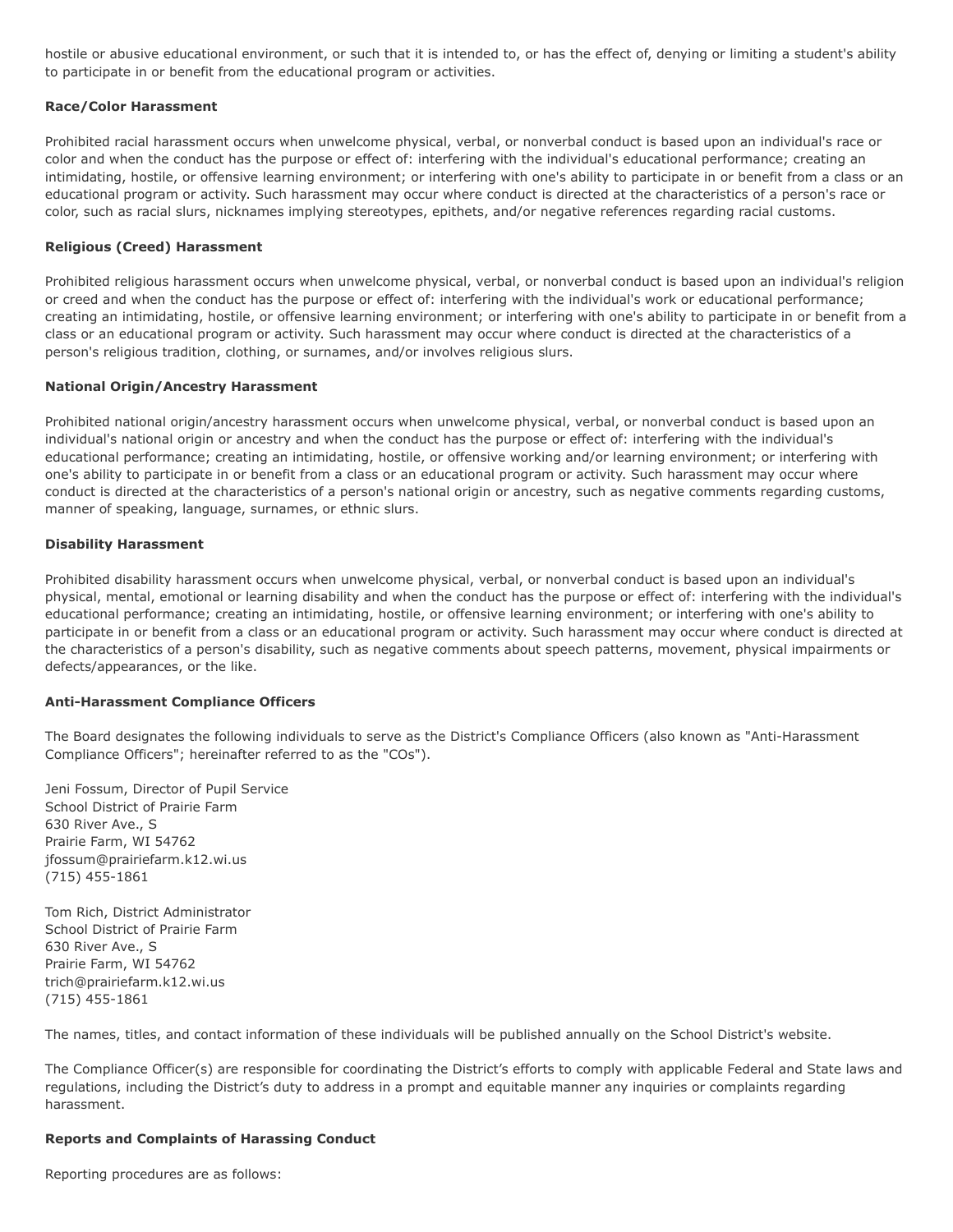hostile or abusive educational environment, or such that it is intended to, or has the effect of, denying or limiting a student's ability to participate in or benefit from the educational program or activities.

**Race/Color Harassment**

Prohibited racial harassment occurs when unwelcome physical, verbal, or nonverbal conduct is based upon an individual's race or color and when the conduct has the purpose or effect of: interfering with the individual's educational performance; creating an intimidating, hostile, or offensive learning environment; or interfering with one's ability to participate in or benefit from a class or an educational program or activity. Such harassment may occur where conduct is directed at the characteristics of a person's race or color, such as racial slurs, nicknames implying stereotypes, epithets, and/or negative references regarding racial customs.

**Religious (Creed) Harassment**

Prohibited religious harassment occurs when unwelcome physical, verbal, or nonverbal conduct is based upon an individual's religion or creed and when the conduct has the purpose or effect of: interfering with the individual's work or educational performance; creating an intimidating, hostile, or offensive learning environment; or interfering with one's ability to participate in or benefit from a class or an educational program or activity. Such harassment may occur where conduct is directed at the characteristics of a person's religious tradition, clothing, or surnames, and/or involves religious slurs.

**National Origin/Ancestry Harassment**

Prohibited national origin/ancestry harassment occurs when unwelcome physical, verbal, or nonverbal conduct is based upon an individual's national origin or ancestry and when the conduct has the purpose or effect of: interfering with the individual's educational performance; creating an intimidating, hostile, or offensive working and/or learning environment; or interfering with one's ability to participate in or benefit from a class or an educational program or activity. Such harassment may occur where conduct is directed at the characteristics of a person's national origin or ancestry, such as negative comments regarding customs, manner of speaking, language, surnames, or ethnic slurs.

**Disability Harassment**

Prohibited disability harassment occurs when unwelcome physical, verbal, or nonverbal conduct is based upon an individual's physical, mental, emotional or learning disability and when the conduct has the purpose or effect of: interfering with the individual's educational performance; creating an intimidating, hostile, or offensive learning environment; or interfering with one's ability to participate in or benefit from a class or an educational program or activity. Such harassment may occur where conduct is directed at the characteristics of a person's disability, such as negative comments about speech patterns, movement, physical impairments or defects/appearances, or the like.

**Anti-Harassment Compliance Officers**

The Board designates the following individuals to serve as the District's Compliance Officers (also known as "Anti-Harassment Compliance Officers"; hereinafter referred to as the "COs").

Jeni Fossum, Director of Pupil Service
School District of Prairie Farm
630 River Ave., S
Prairie Farm, WI 54762
jfossum@prairiefarm.k12.wi.us
(715) 455-1861

Tom Rich, District Administrator
School District of Prairie Farm
630 River Ave., S
Prairie Farm, WI 54762
trich@prairiefarm.k12.wi.us
(715) 455-1861

The names, titles, and contact information of these individuals will be published annually on the School District's website.

The Compliance Officer(s) are responsible for coordinating the District's efforts to comply with applicable Federal and State laws and regulations, including the District's duty to address in a prompt and equitable manner any inquiries or complaints regarding harassment.

**Reports and Complaints of Harassing Conduct**

Reporting procedures are as follows: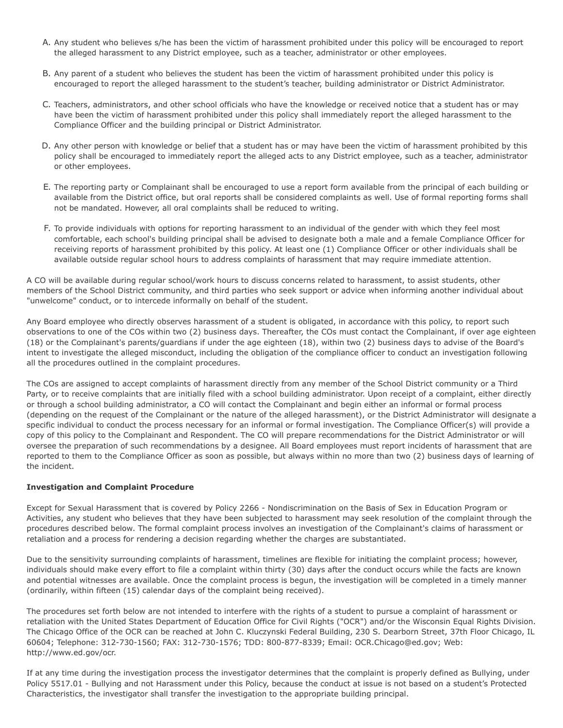A. Any student who believes s/he has been the victim of harassment prohibited under this policy will be encouraged to report the alleged harassment to any District employee, such as a teacher, administrator or other employees.

B. Any parent of a student who believes the student has been the victim of harassment prohibited under this policy is encouraged to report the alleged harassment to the student's teacher, building administrator or District Administrator.

C. Teachers, administrators, and other school officials who have the knowledge or received notice that a student has or may have been the victim of harassment prohibited under this policy shall immediately report the alleged harassment to the Compliance Officer and the building principal or District Administrator.

D. Any other person with knowledge or belief that a student has or may have been the victim of harassment prohibited by this policy shall be encouraged to immediately report the alleged acts to any District employee, such as a teacher, administrator or other employees.

E. The reporting party or Complainant shall be encouraged to use a report form available from the principal of each building or available from the District office, but oral reports shall be considered complaints as well. Use of formal reporting forms shall not be mandated. However, all oral complaints shall be reduced to writing.

F. To provide individuals with options for reporting harassment to an individual of the gender with which they feel most comfortable, each school's building principal shall be advised to designate both a male and a female Compliance Officer for receiving reports of harassment prohibited by this policy. At least one (1) Compliance Officer or other individuals shall be available outside regular school hours to address complaints of harassment that may require immediate attention.

A CO will be available during regular school/work hours to discuss concerns related to harassment, to assist students, other members of the School District community, and third parties who seek support or advice when informing another individual about "unwelcome" conduct, or to intercede informally on behalf of the student.

Any Board employee who directly observes harassment of a student is obligated, in accordance with this policy, to report such observations to one of the COs within two (2) business days. Thereafter, the COs must contact the Complainant, if over age eighteen (18) or the Complainant's parents/guardians if under the age eighteen (18), within two (2) business days to advise of the Board's intent to investigate the alleged misconduct, including the obligation of the compliance officer to conduct an investigation following all the procedures outlined in the complaint procedures.

The COs are assigned to accept complaints of harassment directly from any member of the School District community or a Third Party, or to receive complaints that are initially filed with a school building administrator. Upon receipt of a complaint, either directly or through a school building administrator, a CO will contact the Complainant and begin either an informal or formal process (depending on the request of the Complainant or the nature of the alleged harassment), or the District Administrator will designate a specific individual to conduct the process necessary for an informal or formal investigation. The Compliance Officer(s) will provide a copy of this policy to the Complainant and Respondent. The CO will prepare recommendations for the District Administrator or will oversee the preparation of such recommendations by a designee. All Board employees must report incidents of harassment that are reported to them to the Compliance Officer as soon as possible, but always within no more than two (2) business days of learning of the incident.

**Investigation and Complaint Procedure**

Except for Sexual Harassment that is covered by Policy 2266 - Nondiscrimination on the Basis of Sex in Education Program or Activities, any student who believes that they have been subjected to harassment may seek resolution of the complaint through the procedures described below. The formal complaint process involves an investigation of the Complainant's claims of harassment or retaliation and a process for rendering a decision regarding whether the charges are substantiated.

Due to the sensitivity surrounding complaints of harassment, timelines are flexible for initiating the complaint process; however, individuals should make every effort to file a complaint within thirty (30) days after the conduct occurs while the facts are known and potential witnesses are available. Once the complaint process is begun, the investigation will be completed in a timely manner (ordinarily, within fifteen (15) calendar days of the complaint being received).

The procedures set forth below are not intended to interfere with the rights of a student to pursue a complaint of harassment or retaliation with the United States Department of Education Office for Civil Rights ("OCR") and/or the Wisconsin Equal Rights Division. The Chicago Office of the OCR can be reached at John C. Kluczynski Federal Building, 230 S. Dearborn Street, 37th Floor Chicago, IL 60604; Telephone: 312-730-1560; FAX: 312-730-1576; TDD: 800-877-8339; Email: OCR.Chicago@ed.gov; Web: http://www.ed.gov/ocr.

If at any time during the investigation process the investigator determines that the complaint is properly defined as Bullying, under Policy 5517.01 - Bullying and not Harassment under this Policy, because the conduct at issue is not based on a student's Protected Characteristics, the investigator shall transfer the investigation to the appropriate building principal.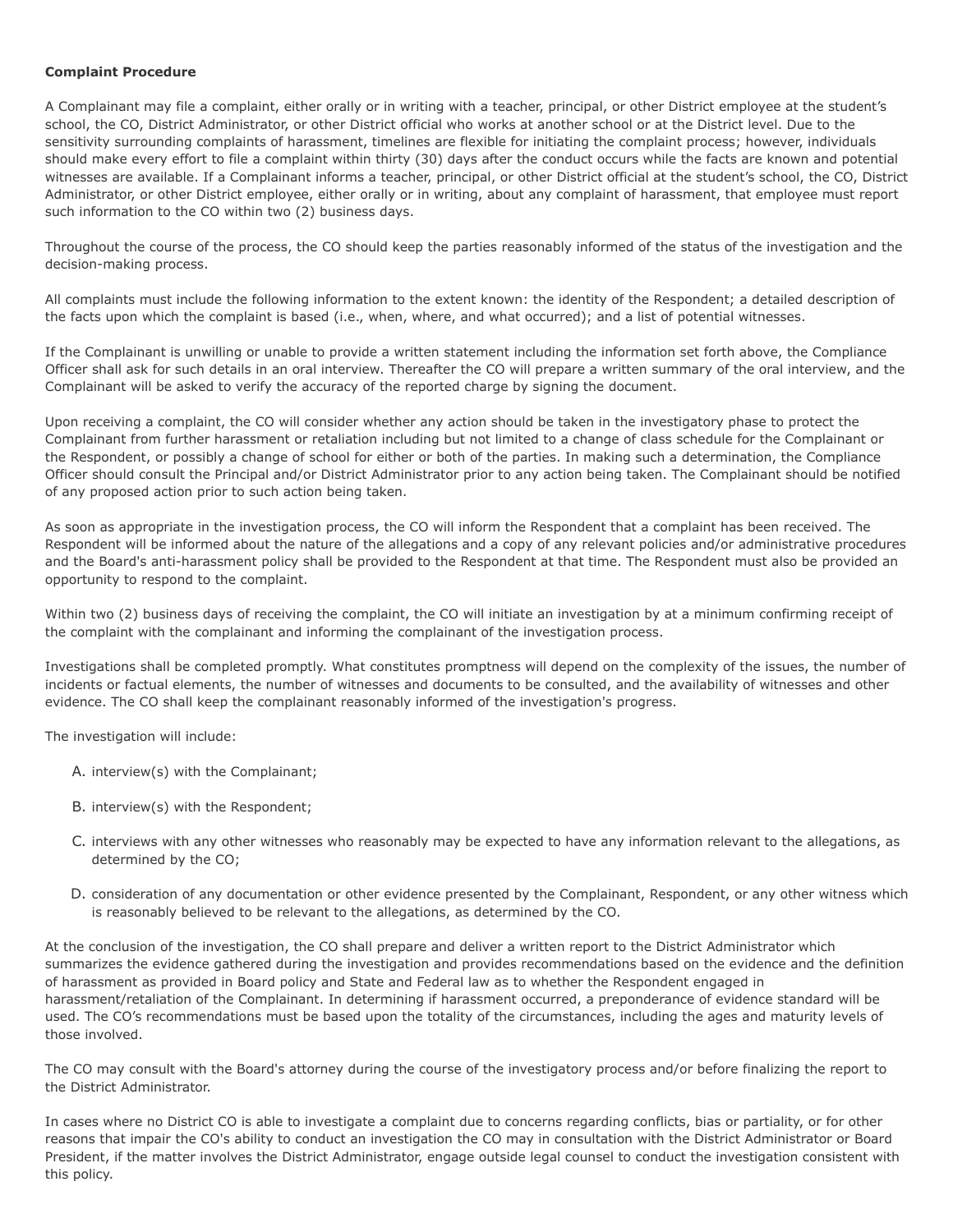**Complaint Procedure**

A Complainant may file a complaint, either orally or in writing with a teacher, principal, or other District employee at the student's school, the CO, District Administrator, or other District official who works at another school or at the District level. Due to the sensitivity surrounding complaints of harassment, timelines are flexible for initiating the complaint process; however, individuals should make every effort to file a complaint within thirty (30) days after the conduct occurs while the facts are known and potential witnesses are available. If a Complainant informs a teacher, principal, or other District official at the student's school, the CO, District Administrator, or other District employee, either orally or in writing, about any complaint of harassment, that employee must report such information to the CO within two (2) business days.

Throughout the course of the process, the CO should keep the parties reasonably informed of the status of the investigation and the decision-making process.

All complaints must include the following information to the extent known: the identity of the Respondent; a detailed description of the facts upon which the complaint is based (i.e., when, where, and what occurred); and a list of potential witnesses.

If the Complainant is unwilling or unable to provide a written statement including the information set forth above, the Compliance Officer shall ask for such details in an oral interview. Thereafter the CO will prepare a written summary of the oral interview, and the Complainant will be asked to verify the accuracy of the reported charge by signing the document.

Upon receiving a complaint, the CO will consider whether any action should be taken in the investigatory phase to protect the Complainant from further harassment or retaliation including but not limited to a change of class schedule for the Complainant or the Respondent, or possibly a change of school for either or both of the parties. In making such a determination, the Compliance Officer should consult the Principal and/or District Administrator prior to any action being taken. The Complainant should be notified of any proposed action prior to such action being taken.

As soon as appropriate in the investigation process, the CO will inform the Respondent that a complaint has been received. The Respondent will be informed about the nature of the allegations and a copy of any relevant policies and/or administrative procedures and the Board's anti-harassment policy shall be provided to the Respondent at that time. The Respondent must also be provided an opportunity to respond to the complaint.

Within two (2) business days of receiving the complaint, the CO will initiate an investigation by at a minimum confirming receipt of the complaint with the complainant and informing the complainant of the investigation process.

Investigations shall be completed promptly. What constitutes promptness will depend on the complexity of the issues, the number of incidents or factual elements, the number of witnesses and documents to be consulted, and the availability of witnesses and other evidence. The CO shall keep the complainant reasonably informed of the investigation's progress.

The investigation will include:

A. interview(s) with the Complainant;

B. interview(s) with the Respondent;

C. interviews with any other witnesses who reasonably may be expected to have any information relevant to the allegations, as determined by the CO;

D. consideration of any documentation or other evidence presented by the Complainant, Respondent, or any other witness which is reasonably believed to be relevant to the allegations, as determined by the CO.

At the conclusion of the investigation, the CO shall prepare and deliver a written report to the District Administrator which summarizes the evidence gathered during the investigation and provides recommendations based on the evidence and the definition of harassment as provided in Board policy and State and Federal law as to whether the Respondent engaged in harassment/retaliation of the Complainant. In determining if harassment occurred, a preponderance of evidence standard will be used. The CO's recommendations must be based upon the totality of the circumstances, including the ages and maturity levels of those involved.

The CO may consult with the Board's attorney during the course of the investigatory process and/or before finalizing the report to the District Administrator.

In cases where no District CO is able to investigate a complaint due to concerns regarding conflicts, bias or partiality, or for other reasons that impair the CO's ability to conduct an investigation the CO may in consultation with the District Administrator or Board President, if the matter involves the District Administrator, engage outside legal counsel to conduct the investigation consistent with this policy.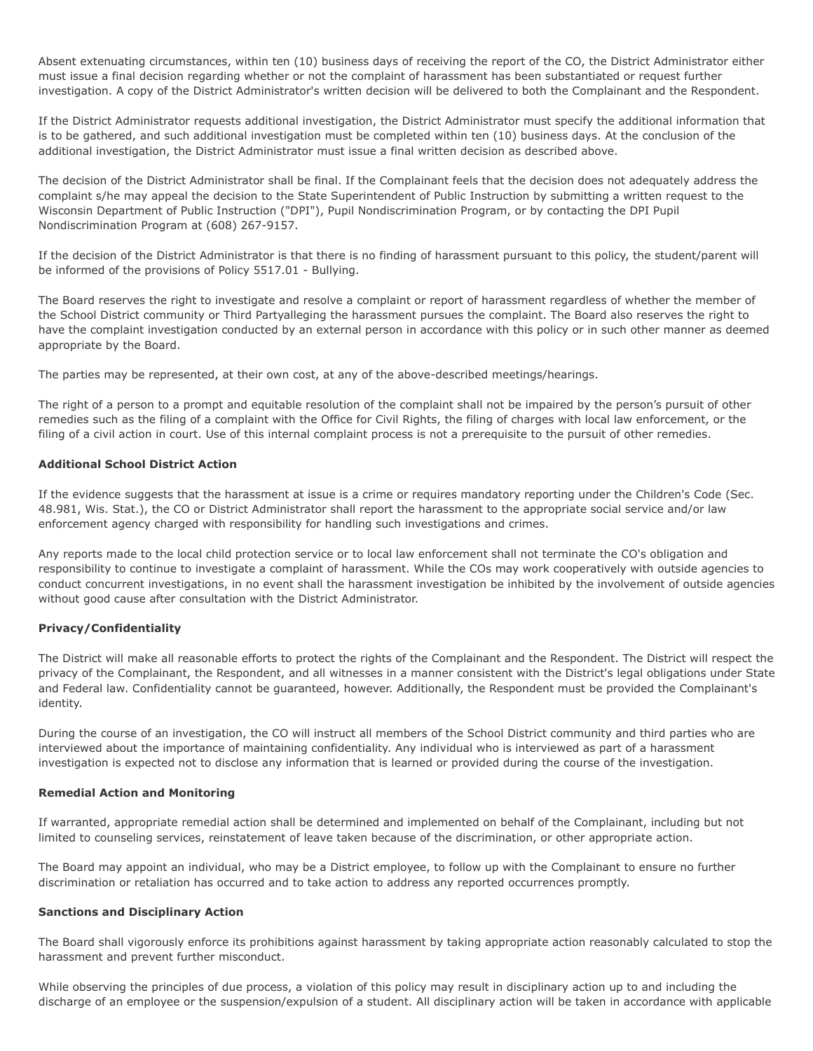Absent extenuating circumstances, within ten (10) business days of receiving the report of the CO, the District Administrator either must issue a final decision regarding whether or not the complaint of harassment has been substantiated or request further investigation. A copy of the District Administrator's written decision will be delivered to both the Complainant and the Respondent.

If the District Administrator requests additional investigation, the District Administrator must specify the additional information that is to be gathered, and such additional investigation must be completed within ten (10) business days. At the conclusion of the additional investigation, the District Administrator must issue a final written decision as described above.

The decision of the District Administrator shall be final. If the Complainant feels that the decision does not adequately address the complaint s/he may appeal the decision to the State Superintendent of Public Instruction by submitting a written request to the Wisconsin Department of Public Instruction ("DPI"), Pupil Nondiscrimination Program, or by contacting the DPI Pupil Nondiscrimination Program at (608) 267-9157.

If the decision of the District Administrator is that there is no finding of harassment pursuant to this policy, the student/parent will be informed of the provisions of Policy 5517.01 - Bullying.

The Board reserves the right to investigate and resolve a complaint or report of harassment regardless of whether the member of the School District community or Third Partyalleging the harassment pursues the complaint. The Board also reserves the right to have the complaint investigation conducted by an external person in accordance with this policy or in such other manner as deemed appropriate by the Board.

The parties may be represented, at their own cost, at any of the above-described meetings/hearings.

The right of a person to a prompt and equitable resolution of the complaint shall not be impaired by the person's pursuit of other remedies such as the filing of a complaint with the Office for Civil Rights, the filing of charges with local law enforcement, or the filing of a civil action in court. Use of this internal complaint process is not a prerequisite to the pursuit of other remedies.

**Additional School District Action**

If the evidence suggests that the harassment at issue is a crime or requires mandatory reporting under the Children's Code (Sec. 48.981, Wis. Stat.), the CO or District Administrator shall report the harassment to the appropriate social service and/or law enforcement agency charged with responsibility for handling such investigations and crimes.

Any reports made to the local child protection service or to local law enforcement shall not terminate the CO's obligation and responsibility to continue to investigate a complaint of harassment. While the COs may work cooperatively with outside agencies to conduct concurrent investigations, in no event shall the harassment investigation be inhibited by the involvement of outside agencies without good cause after consultation with the District Administrator.

**Privacy/Confidentiality**

The District will make all reasonable efforts to protect the rights of the Complainant and the Respondent. The District will respect the privacy of the Complainant, the Respondent, and all witnesses in a manner consistent with the District's legal obligations under State and Federal law. Confidentiality cannot be guaranteed, however. Additionally, the Respondent must be provided the Complainant's identity.

During the course of an investigation, the CO will instruct all members of the School District community and third parties who are interviewed about the importance of maintaining confidentiality. Any individual who is interviewed as part of a harassment investigation is expected not to disclose any information that is learned or provided during the course of the investigation.

**Remedial Action and Monitoring**

If warranted, appropriate remedial action shall be determined and implemented on behalf of the Complainant, including but not limited to counseling services, reinstatement of leave taken because of the discrimination, or other appropriate action.

The Board may appoint an individual, who may be a District employee, to follow up with the Complainant to ensure no further discrimination or retaliation has occurred and to take action to address any reported occurrences promptly.

**Sanctions and Disciplinary Action**

The Board shall vigorously enforce its prohibitions against harassment by taking appropriate action reasonably calculated to stop the harassment and prevent further misconduct.

While observing the principles of due process, a violation of this policy may result in disciplinary action up to and including the discharge of an employee or the suspension/expulsion of a student. All disciplinary action will be taken in accordance with applicable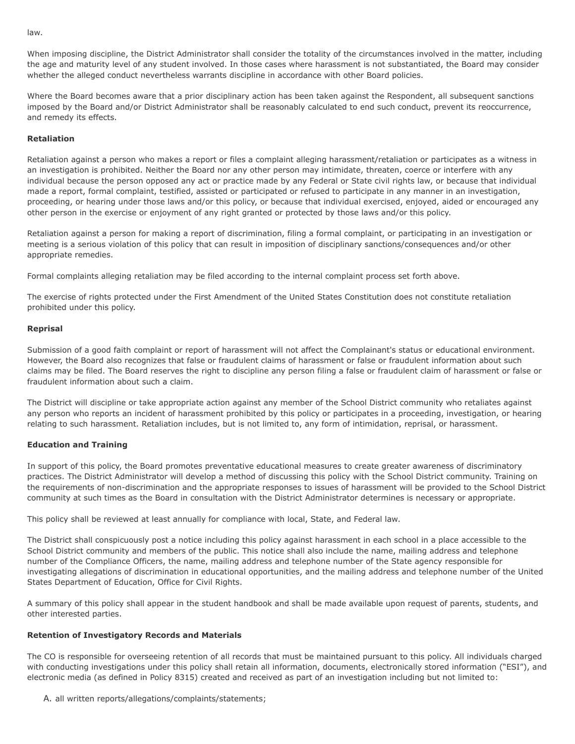law.

When imposing discipline, the District Administrator shall consider the totality of the circumstances involved in the matter, including the age and maturity level of any student involved. In those cases where harassment is not substantiated, the Board may consider whether the alleged conduct nevertheless warrants discipline in accordance with other Board policies.

Where the Board becomes aware that a prior disciplinary action has been taken against the Respondent, all subsequent sanctions imposed by the Board and/or District Administrator shall be reasonably calculated to end such conduct, prevent its reoccurrence, and remedy its effects.

**Retaliation**

Retaliation against a person who makes a report or files a complaint alleging harassment/retaliation or participates as a witness in an investigation is prohibited. Neither the Board nor any other person may intimidate, threaten, coerce or interfere with any individual because the person opposed any act or practice made by any Federal or State civil rights law, or because that individual made a report, formal complaint, testified, assisted or participated or refused to participate in any manner in an investigation, proceeding, or hearing under those laws and/or this policy, or because that individual exercised, enjoyed, aided or encouraged any other person in the exercise or enjoyment of any right granted or protected by those laws and/or this policy.

Retaliation against a person for making a report of discrimination, filing a formal complaint, or participating in an investigation or meeting is a serious violation of this policy that can result in imposition of disciplinary sanctions/consequences and/or other appropriate remedies.

Formal complaints alleging retaliation may be filed according to the internal complaint process set forth above.

The exercise of rights protected under the First Amendment of the United States Constitution does not constitute retaliation prohibited under this policy.

**Reprisal**

Submission of a good faith complaint or report of harassment will not affect the Complainant's status or educational environment. However, the Board also recognizes that false or fraudulent claims of harassment or false or fraudulent information about such claims may be filed. The Board reserves the right to discipline any person filing a false or fraudulent claim of harassment or false or fraudulent information about such a claim.

The District will discipline or take appropriate action against any member of the School District community who retaliates against any person who reports an incident of harassment prohibited by this policy or participates in a proceeding, investigation, or hearing relating to such harassment. Retaliation includes, but is not limited to, any form of intimidation, reprisal, or harassment.

**Education and Training**

In support of this policy, the Board promotes preventative educational measures to create greater awareness of discriminatory practices. The District Administrator will develop a method of discussing this policy with the School District community. Training on the requirements of non-discrimination and the appropriate responses to issues of harassment will be provided to the School District community at such times as the Board in consultation with the District Administrator determines is necessary or appropriate.

This policy shall be reviewed at least annually for compliance with local, State, and Federal law.

The District shall conspicuously post a notice including this policy against harassment in each school in a place accessible to the School District community and members of the public. This notice shall also include the name, mailing address and telephone number of the Compliance Officers, the name, mailing address and telephone number of the State agency responsible for investigating allegations of discrimination in educational opportunities, and the mailing address and telephone number of the United States Department of Education, Office for Civil Rights.

A summary of this policy shall appear in the student handbook and shall be made available upon request of parents, students, and other interested parties.

**Retention of Investigatory Records and Materials**

The CO is responsible for overseeing retention of all records that must be maintained pursuant to this policy. All individuals charged with conducting investigations under this policy shall retain all information, documents, electronically stored information ("ESI"), and electronic media (as defined in Policy 8315) created and received as part of an investigation including but not limited to:

A. all written reports/allegations/complaints/statements;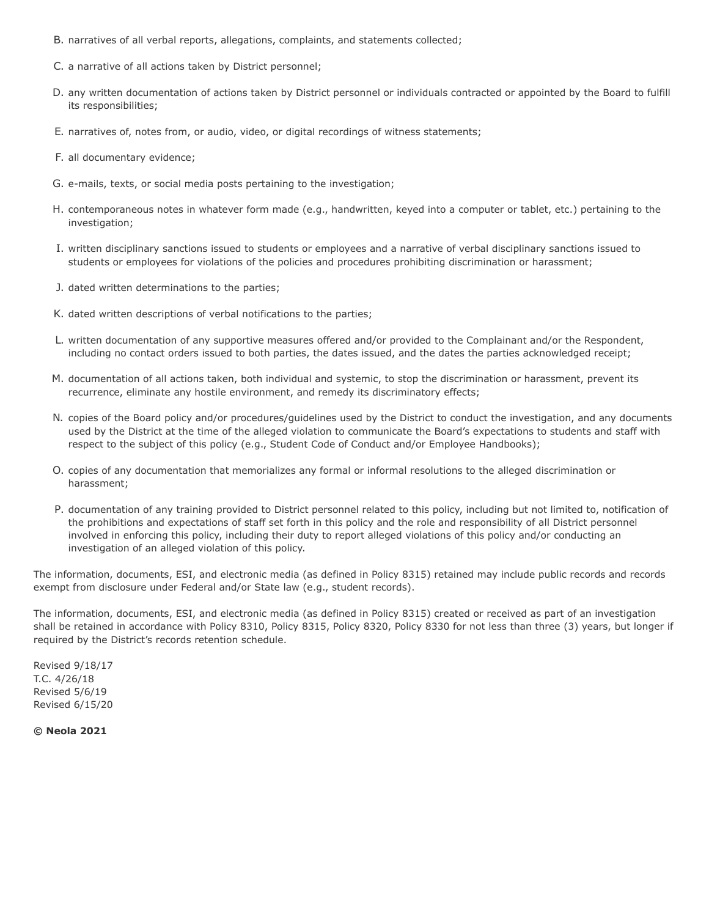B. narratives of all verbal reports, allegations, complaints, and statements collected;

C. a narrative of all actions taken by District personnel;

D. any written documentation of actions taken by District personnel or individuals contracted or appointed by the Board to fulfill its responsibilities;

E. narratives of, notes from, or audio, video, or digital recordings of witness statements;

F. all documentary evidence;

G. e-mails, texts, or social media posts pertaining to the investigation;

H. contemporaneous notes in whatever form made (e.g., handwritten, keyed into a computer or tablet, etc.) pertaining to the investigation;

I. written disciplinary sanctions issued to students or employees and a narrative of verbal disciplinary sanctions issued to students or employees for violations of the policies and procedures prohibiting discrimination or harassment;

J. dated written determinations to the parties;

K. dated written descriptions of verbal notifications to the parties;

L. written documentation of any supportive measures offered and/or provided to the Complainant and/or the Respondent, including no contact orders issued to both parties, the dates issued, and the dates the parties acknowledged receipt;

M. documentation of all actions taken, both individual and systemic, to stop the discrimination or harassment, prevent its recurrence, eliminate any hostile environment, and remedy its discriminatory effects;

N. copies of the Board policy and/or procedures/guidelines used by the District to conduct the investigation, and any documents used by the District at the time of the alleged violation to communicate the Board's expectations to students and staff with respect to the subject of this policy (e.g., Student Code of Conduct and/or Employee Handbooks);

O. copies of any documentation that memorializes any formal or informal resolutions to the alleged discrimination or harassment;

P. documentation of any training provided to District personnel related to this policy, including but not limited to, notification of the prohibitions and expectations of staff set forth in this policy and the role and responsibility of all District personnel involved in enforcing this policy, including their duty to report alleged violations of this policy and/or conducting an investigation of an alleged violation of this policy.

The information, documents, ESI, and electronic media (as defined in Policy 8315) retained may include public records and records exempt from disclosure under Federal and/or State law (e.g., student records).

The information, documents, ESI, and electronic media (as defined in Policy 8315) created or received as part of an investigation shall be retained in accordance with Policy 8310, Policy 8315, Policy 8320, Policy 8330 for not less than three (3) years, but longer if required by the District's records retention schedule.

Revised 9/18/17
T.C. 4/26/18
Revised 5/6/19
Revised 6/15/20

**© Neola 2021**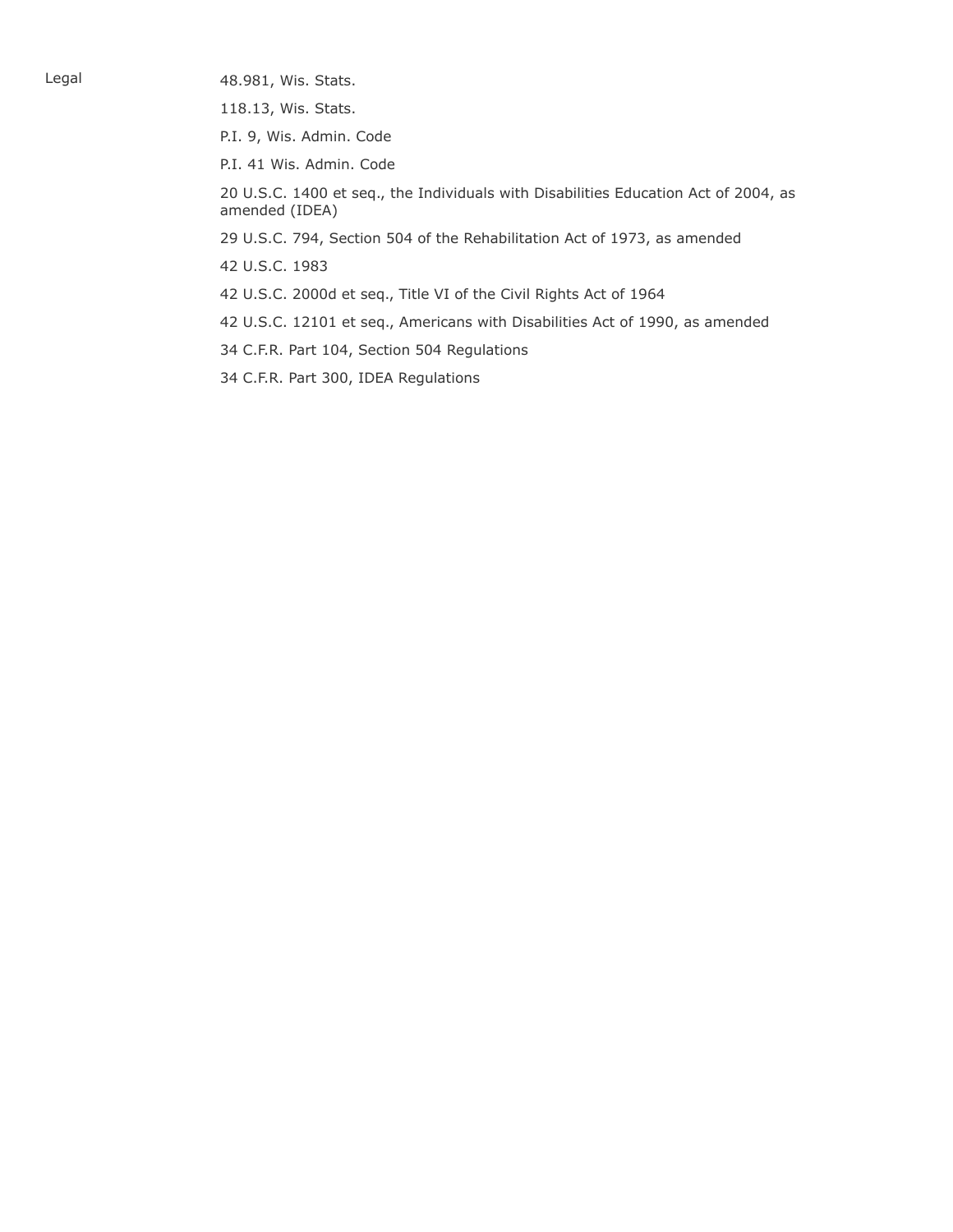| | |
|---|---|
| Legal | 48.981, Wis. Stats. |
| | 118.13, Wis. Stats. |
| | P.I. 9, Wis. Admin. Code |
| | P.I. 41 Wis. Admin. Code |
| | 20 U.S.C. 1400 et seq., the Individuals with Disabilities Education Act of 2004, as amended (IDEA) |
| | 29 U.S.C. 794, Section 504 of the Rehabilitation Act of 1973, as amended |
| | 42 U.S.C. 1983 |
| | 42 U.S.C. 2000d et seq., Title VI of the Civil Rights Act of 1964 |
| | 42 U.S.C. 12101 et seq., Americans with Disabilities Act of 1990, as amended |
| | 34 C.F.R. Part 104, Section 504 Regulations |
| | 34 C.F.R. Part 300, IDEA Regulations |